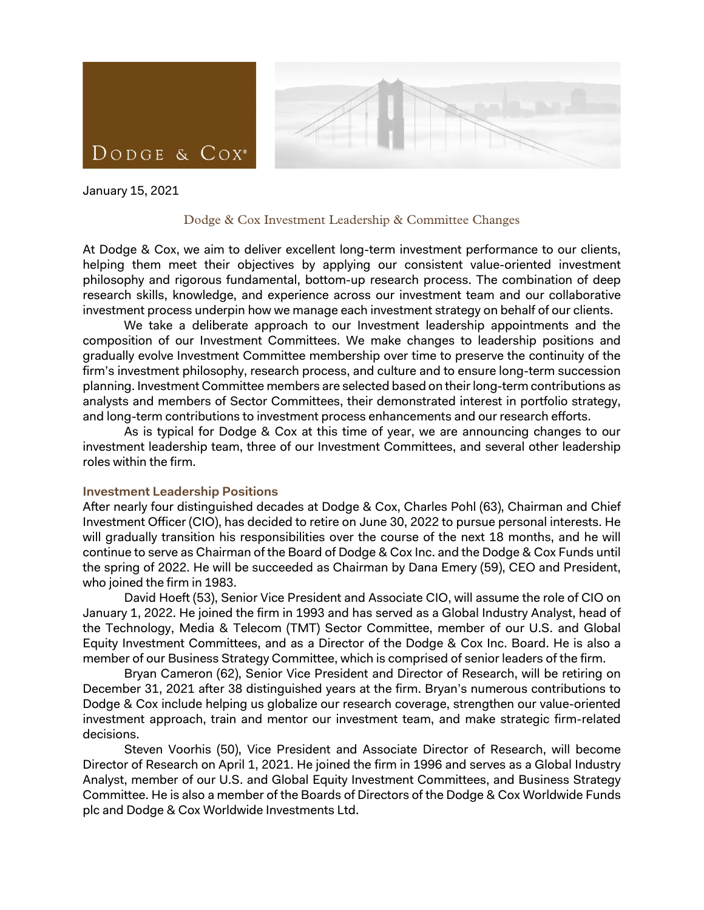DODGE & COX®

January 15, 2021

# Dodge & Cox Investment Leadership & Committee Changes

At Dodge & Cox, we aim to deliver excellent long-term investment performance to our clients, helping them meet their objectives by applying our consistent value-oriented investment philosophy and rigorous fundamental, bottom-up research process. The combination of deep research skills, knowledge, and experience across our investment team and our collaborative investment process underpin how we manage each investment strategy on behalf of our clients.

We take a deliberate approach to our Investment leadership appointments and the composition of our Investment Committees. We make changes to leadership positions and gradually evolve Investment Committee membership over time to preserve the continuity of the firm's investment philosophy, research process, and culture and to ensure long-term succession planning. Investment Committee members are selected based on their long-term contributions as analysts and members of Sector Committees, their demonstrated interest in portfolio strategy, and long-term contributions to investment process enhancements and our research efforts.

As is typical for Dodge & Cox at this time of year, we are announcing changes to our investment leadership team, three of our Investment Committees, and several other leadership roles within the firm.

## Investment Leadership Positions

After nearly four distinguished decades at Dodge & Cox, Charles Pohl (63), Chairman and Chief Investment Officer (CIO), has decided to retire on June 30, 2022 to pursue personal interests. He will gradually transition his responsibilities over the course of the next 18 months, and he will continue to serve as Chairman of the Board of Dodge & Cox Inc. and the Dodge & Cox Funds until the spring of 2022. He will be succeeded as Chairman by Dana Emery (59), CEO and President, who joined the firm in 1983.

David Hoeft (53), Senior Vice President and Associate CIO, will assume the role of CIO on January 1, 2022. He joined the firm in 1993 and has served as a Global Industry Analyst, head of the Technology, Media & Telecom (TMT) Sector Committee, member of our U.S. and Global Equity Investment Committees, and as a Director of the Dodge & Cox Inc. Board. He is also a member of our Business Strategy Committee, which is comprised of senior leaders of the firm.

Bryan Cameron (62), Senior Vice President and Director of Research, will be retiring on December 31, 2021 after 38 distinguished years at the firm. Bryan's numerous contributions to Dodge & Cox include helping us globalize our research coverage, strengthen our value-oriented investment approach, train and mentor our investment team, and make strategic firm-related decisions.

Steven Voorhis (50), Vice President and Associate Director of Research, will become Director of Research on April 1, 2021. He joined the firm in 1996 and serves as a Global Industry Analyst, member of our U.S. and Global Equity Investment Committees, and Business Strategy Committee. He is also a member of the Boards of Directors of the Dodge & Cox Worldwide Funds plc and Dodge & Cox Worldwide Investments Ltd.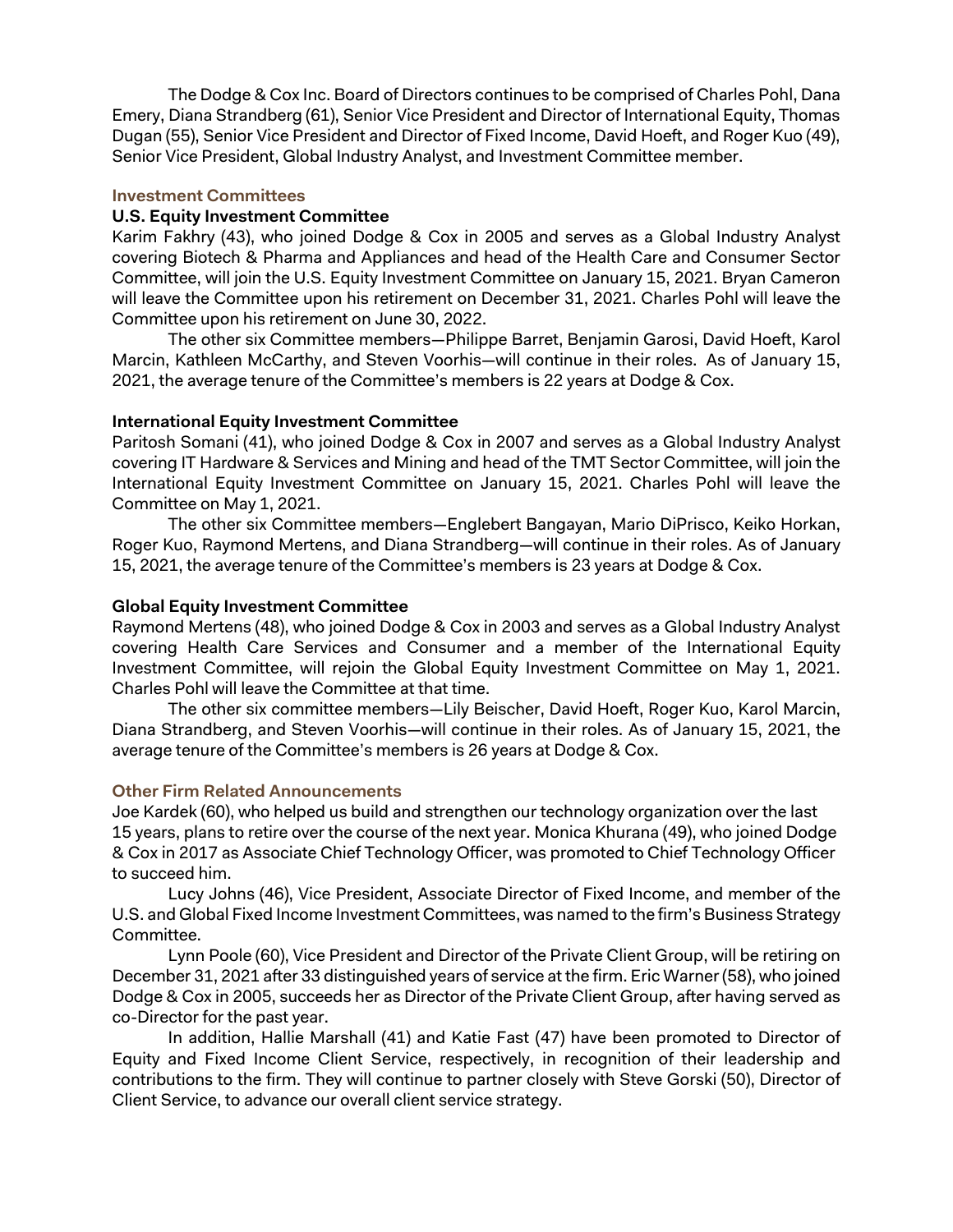The Dodge & Cox Inc. Board of Directors continues to be comprised of Charles Pohl, Dana Emery, Diana Strandberg (61), Senior Vice President and Director of International Equity, Thomas Dugan (55), Senior Vice President and Director of Fixed Income, David Hoeft, and Roger Kuo (49), Senior Vice President, Global Industry Analyst, and Investment Committee member.

## Investment Committees

### U.S. Equity Investment Committee

Karim Fakhry (43), who joined Dodge & Cox in 2005 and serves as a Global Industry Analyst covering Biotech & Pharma and Appliances and head of the Health Care and Consumer Sector Committee, will join the U.S. Equity Investment Committee on January 15, 2021. Bryan Cameron will leave the Committee upon his retirement on December 31, 2021. Charles Pohl will leave the Committee upon his retirement on June 30, 2022.

The other six Committee members—Philippe Barret, Benjamin Garosi, David Hoeft, Karol Marcin, Kathleen McCarthy, and Steven Voorhis—will continue in their roles. As of January 15, 2021, the average tenure of the Committee's members is 22 years at Dodge & Cox.

### International Equity Investment Committee

Paritosh Somani (41), who joined Dodge & Cox in 2007 and serves as a Global Industry Analyst covering IT Hardware & Services and Mining and head of the TMT Sector Committee, will join the International Equity Investment Committee on January 15, 2021. Charles Pohl will leave the Committee on May 1, 2021.

The other six Committee members—Englebert Bangayan, Mario DiPrisco, Keiko Horkan, Roger Kuo, Raymond Mertens, and Diana Strandberg—will continue in their roles. As of January 15, 2021, the average tenure of the Committee's members is 23 years at Dodge & Cox.

### Global Equity Investment Committee

Raymond Mertens (48), who joined Dodge & Cox in 2003 and serves as a Global Industry Analyst covering Health Care Services and Consumer and a member of the International Equity Investment Committee, will rejoin the Global Equity Investment Committee on May 1, 2021. Charles Pohl will leave the Committee at that time.

The other six committee members—Lily Beischer, David Hoeft, Roger Kuo, Karol Marcin, Diana Strandberg, and Steven Voorhis—will continue in their roles. As of January 15, 2021, the average tenure of the Committee's members is 26 years at Dodge & Cox.

## Other Firm Related Announcements

Joe Kardek (60), who helped us build and strengthen our technology organization over the last 15 years, plans to retire over the course of the next year. Monica Khurana (49), who joined Dodge & Cox in 2017 as Associate Chief Technology Officer, was promoted to Chief Technology Officer to succeed him.

Lucy Johns (46), Vice President, Associate Director of Fixed Income, and member of the U.S. and Global Fixed Income Investment Committees, was named to the firm's Business Strategy Committee.

Lynn Poole (60), Vice President and Director of the Private Client Group, will be retiring on December 31, 2021 after 33 distinguished years of service at the firm. Eric Warner (58), who joined Dodge & Cox in 2005, succeeds her as Director of the Private Client Group, after having served as co-Director for the past year.

In addition, Hallie Marshall (41) and Katie Fast (47) have been promoted to Director of Equity and Fixed Income Client Service, respectively, in recognition of their leadership and contributions to the firm. They will continue to partner closely with Steve Gorski (50), Director of Client Service, to advance our overall client service strategy.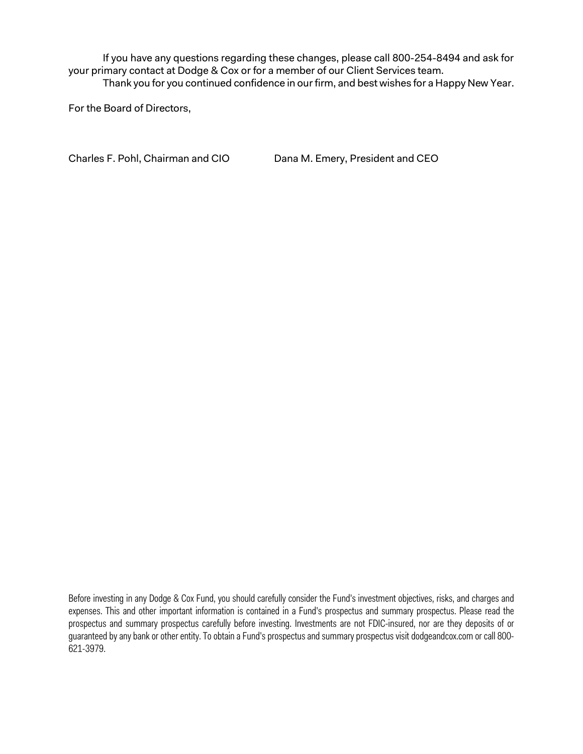If you have any questions regarding these changes, please call 800-254-8494 and ask for your primary contact at Dodge & Cox or for a member of our Client Services team.

Thank you for you continued confidence in our firm, and best wishes for a Happy New Year.

For the Board of Directors,

Charles F. Pohl, Chairman and CIO

Dana M. Emery, President and CEO

Before investing in any Dodge & Cox Fund, you should carefully consider the Fund's investment objectives, risks, and charges and expenses. This and other important information is contained in a Fund's prospectus and summary prospectus. Please read the prospectus and summary prospectus carefully before investing. Investments are not FDIC-insured, nor are they deposits of or guaranteed by any bank or other entity. To obtain a Fund's prospectus and summary prospectus visit dodgeandcox.com or call 800-621-3979.